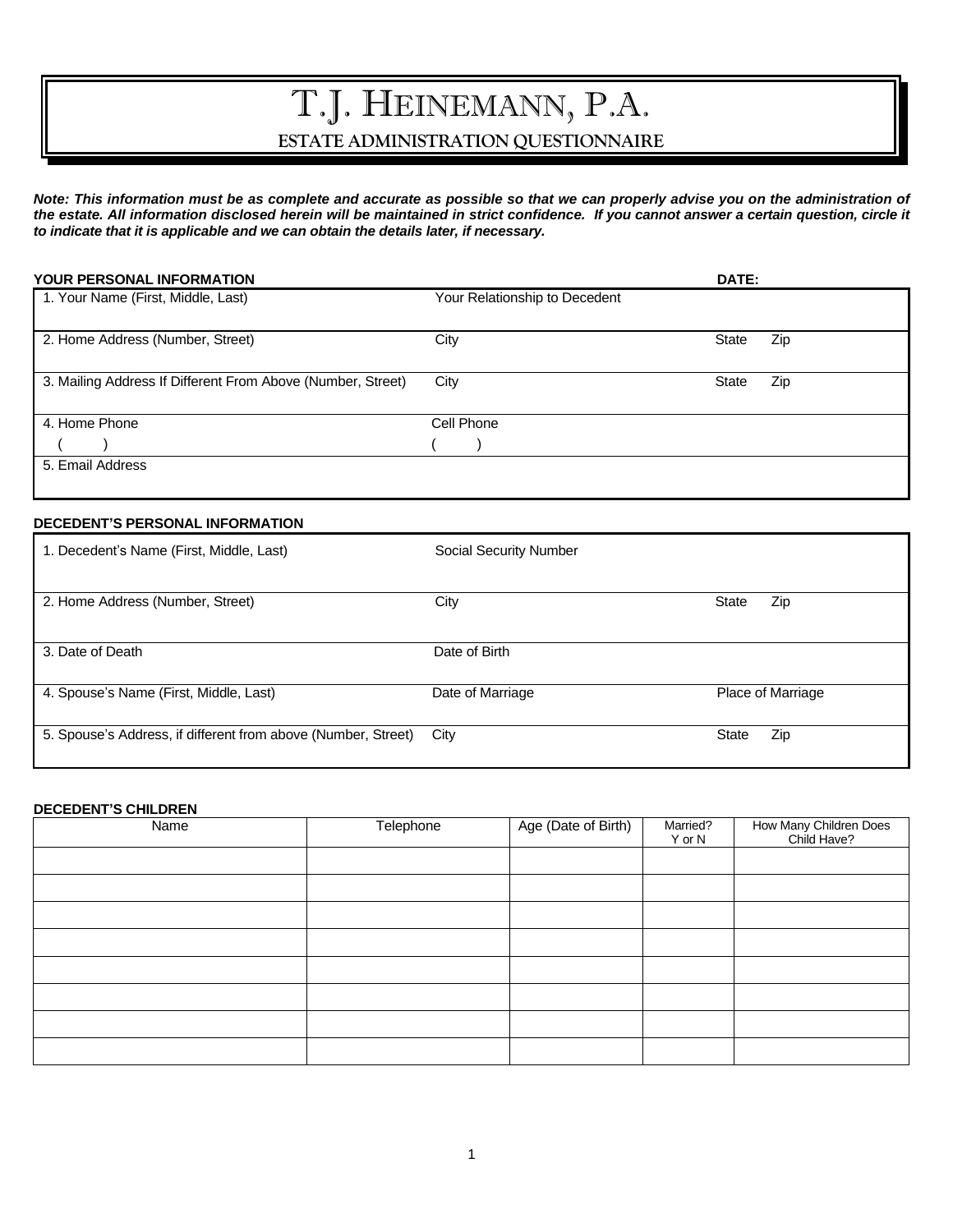# T.J. HEINEMANN, P.A.

## ESTATE ADMINISTRATION QUESTIONNAIRE

***Note: This information must be as complete and accurate as possible so that we can properly advise you on the administration of the estate. All information disclosed herein will be maintained in strict confidence. If you cannot answer a certain question, circle it to indicate that it is applicable and we can obtain the details later, if necessary.***

**YOUR PERSONAL INFORMATION** **DATE:**

| | | |
|---|---|---|
| 1. Your Name (First, Middle, Last) | Your Relationship to Decedent | |
| 2. Home Address (Number, Street) | City | State Zip |
| 3. Mailing Address If Different From Above (Number, Street) | City | State Zip |
| 4. Home Phone<br>( ) | Cell Phone<br>( ) | |
| 5. Email Address | | |

**DECEDENT'S PERSONAL INFORMATION**

| | | |
|---|---|---|
| 1. Decedent's Name (First, Middle, Last) | Social Security Number | |
| 2. Home Address (Number, Street) | City | State Zip |
| 3. Date of Death | Date of Birth | |
| 4. Spouse's Name (First, Middle, Last) | Date of Marriage | Place of Marriage |
| 5. Spouse's Address, if different from above (Number, Street) | City | State Zip |

**DECEDENT'S CHILDREN**

| Name | Telephone | Age (Date of Birth) | Married? Y or N | How Many Children Does Child Have? |
|---|---|---|---|---|
| | | | | |
| | | | | |
| | | | | |
| | | | | |
| | | | | |
| | | | | |
| | | | | |
| | | | | |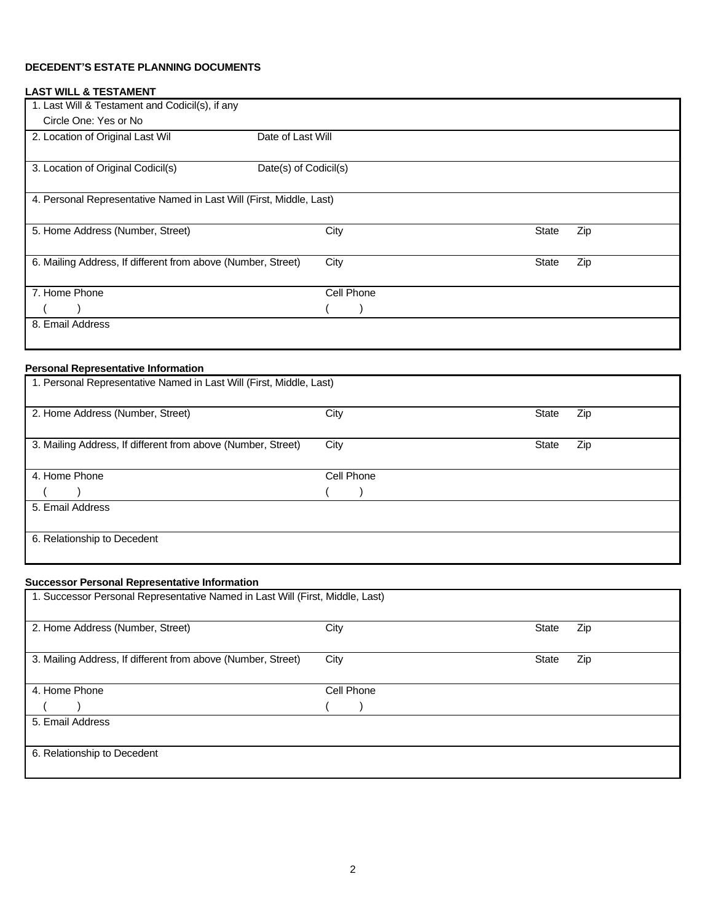**DECEDENT'S ESTATE PLANNING DOCUMENTS**

**LAST WILL & TESTAMENT**

| | | | |
|---|---|---|---|
| 1. Last Will & Testament and Codicil(s), if any<br>Circle One: Yes or No | | | |
| 2. Location of Original Last Wil | Date of Last Will | | |
| 3. Location of Original Codicil(s) | Date(s) of Codicil(s) | | |
| 4. Personal Representative Named in Last Will (First, Middle, Last) | | | |
| 5. Home Address (Number, Street) | City | State | Zip |
| 6. Mailing Address, If different from above (Number, Street) | City | State | Zip |
| 7. Home Phone<br>( ) | Cell Phone<br>( ) | | |
| 8. Email Address | | | |

**Personal Representative Information**

| | | | |
|---|---|---|---|
| 1. Personal Representative Named in Last Will (First, Middle, Last) | | | |
| 2. Home Address (Number, Street) | City | State | Zip |
| 3. Mailing Address, If different from above (Number, Street) | City | State | Zip |
| 4. Home Phone<br>( ) | Cell Phone<br>( ) | | |
| 5. Email Address | | | |
| 6. Relationship to Decedent | | | |

**Successor Personal Representative Information**

| | | | |
|---|---|---|---|
| 1. Successor Personal Representative Named in Last Will (First, Middle, Last) | | | |
| 2. Home Address (Number, Street) | City | State | Zip |
| 3. Mailing Address, If different from above (Number, Street) | City | State | Zip |
| 4. Home Phone<br>( ) | Cell Phone<br>( ) | | |
| 5. Email Address | | | |
| 6. Relationship to Decedent | | | |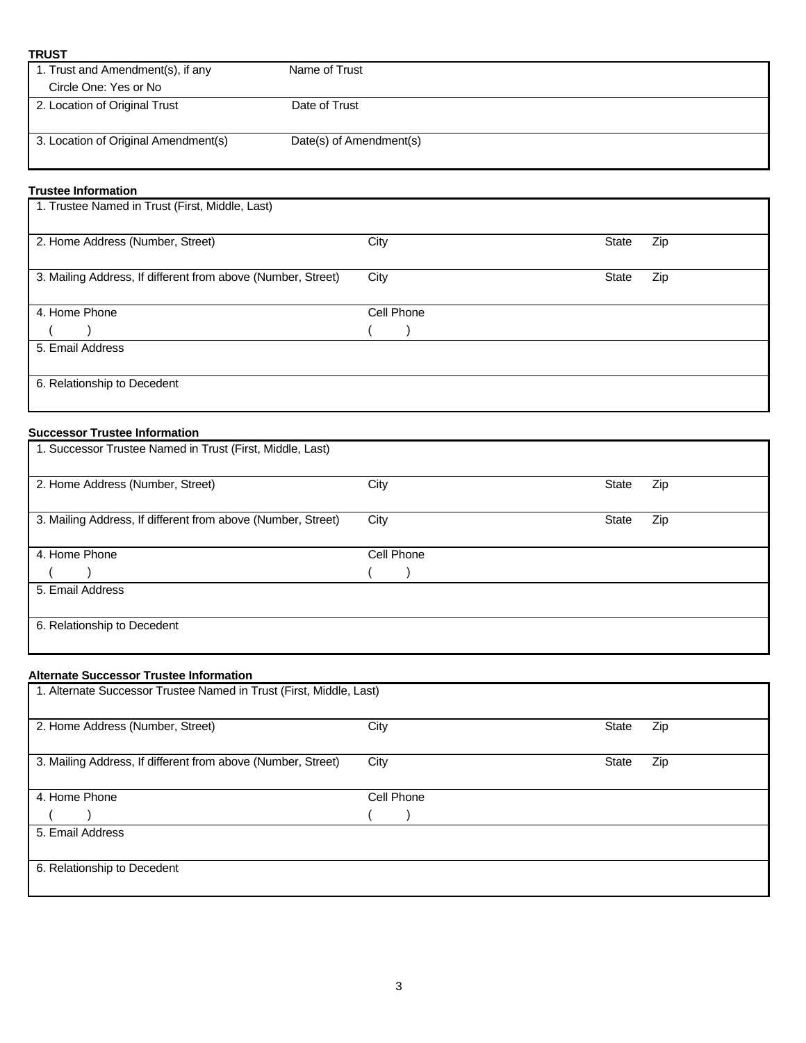**TRUST**

| | | |
|---|---|---|
| 1. Trust and Amendment(s), if any<br>Circle One: Yes or No | Name of Trust | |
| 2. Location of Original Trust | Date of Trust | |
| 3. Location of Original Amendment(s) | Date(s) of Amendment(s) | |

**Trustee Information**

| | | | |
|---|---|---|---|
| 1. Trustee Named in Trust (First, Middle, Last) | | | |
| 2. Home Address (Number, Street) | City | State | Zip |
| 3. Mailing Address, If different from above (Number, Street) | City | State | Zip |
| 4. Home Phone<br>( ) | Cell Phone<br>( ) | | |
| 5. Email Address | | | |
| 6. Relationship to Decedent | | | |

**Successor Trustee Information**

| | | | |
|---|---|---|---|
| 1. Successor Trustee Named in Trust (First, Middle, Last) | | | |
| 2. Home Address (Number, Street) | City | State | Zip |
| 3. Mailing Address, If different from above (Number, Street) | City | State | Zip |
| 4. Home Phone<br>( ) | Cell Phone<br>( ) | | |
| 5. Email Address | | | |
| 6. Relationship to Decedent | | | |

**Alternate Successor Trustee Information**

| | | | |
|---|---|---|---|
| 1. Alternate Successor Trustee Named in Trust (First, Middle, Last) | | | |
| 2. Home Address (Number, Street) | City | State | Zip |
| 3. Mailing Address, If different from above (Number, Street) | City | State | Zip |
| 4. Home Phone<br>( ) | Cell Phone<br>( ) | | |
| 5. Email Address | | | |
| 6. Relationship to Decedent | | | |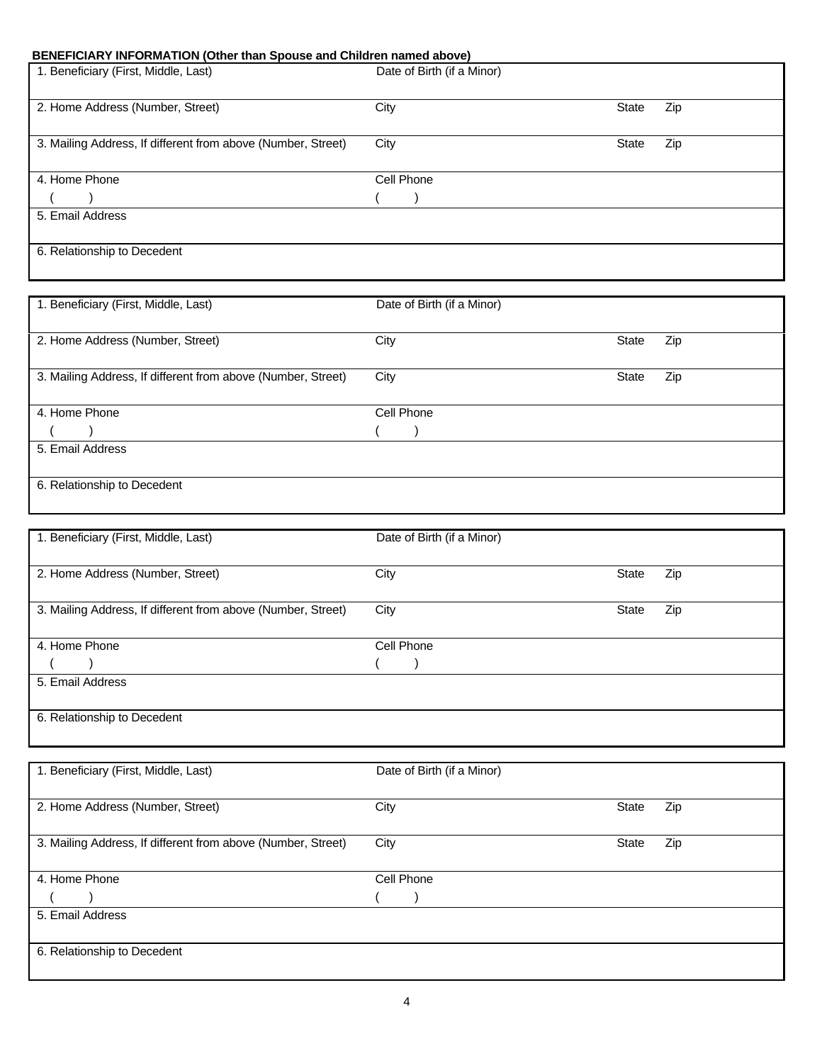**BENEFICIARY INFORMATION (Other than Spouse and Children named above)**

| 1. Beneficiary (First, Middle, Last) | Date of Birth (if a Minor) | | |
|---|---|---|---|
| 2. Home Address (Number, Street) | City | State | Zip |
| 3. Mailing Address, If different from above (Number, Street) | City | State | Zip |
| 4. Home Phone<br>(        ) | Cell Phone<br>(        ) | | |
| 5. Email Address | | | |
| 6. Relationship to Decedent | | | |

| 1. Beneficiary (First, Middle, Last) | Date of Birth (if a Minor) | | |
|---|---|---|---|
| 2. Home Address (Number, Street) | City | State | Zip |
| 3. Mailing Address, If different from above (Number, Street) | City | State | Zip |
| 4. Home Phone<br>(        ) | Cell Phone<br>(        ) | | |
| 5. Email Address | | | |
| 6. Relationship to Decedent | | | |

| 1. Beneficiary (First, Middle, Last) | Date of Birth (if a Minor) | | |
|---|---|---|---|
| 2. Home Address (Number, Street) | City | State | Zip |
| 3. Mailing Address, If different from above (Number, Street) | City | State | Zip |
| 4. Home Phone<br>(        ) | Cell Phone<br>(        ) | | |
| 5. Email Address | | | |
| 6. Relationship to Decedent | | | |

| 1. Beneficiary (First, Middle, Last) | Date of Birth (if a Minor) | | |
|---|---|---|---|
| 2. Home Address (Number, Street) | City | State | Zip |
| 3. Mailing Address, If different from above (Number, Street) | City | State | Zip |
| 4. Home Phone<br>(        ) | Cell Phone<br>(        ) | | |
| 5. Email Address | | | |
| 6. Relationship to Decedent | | | |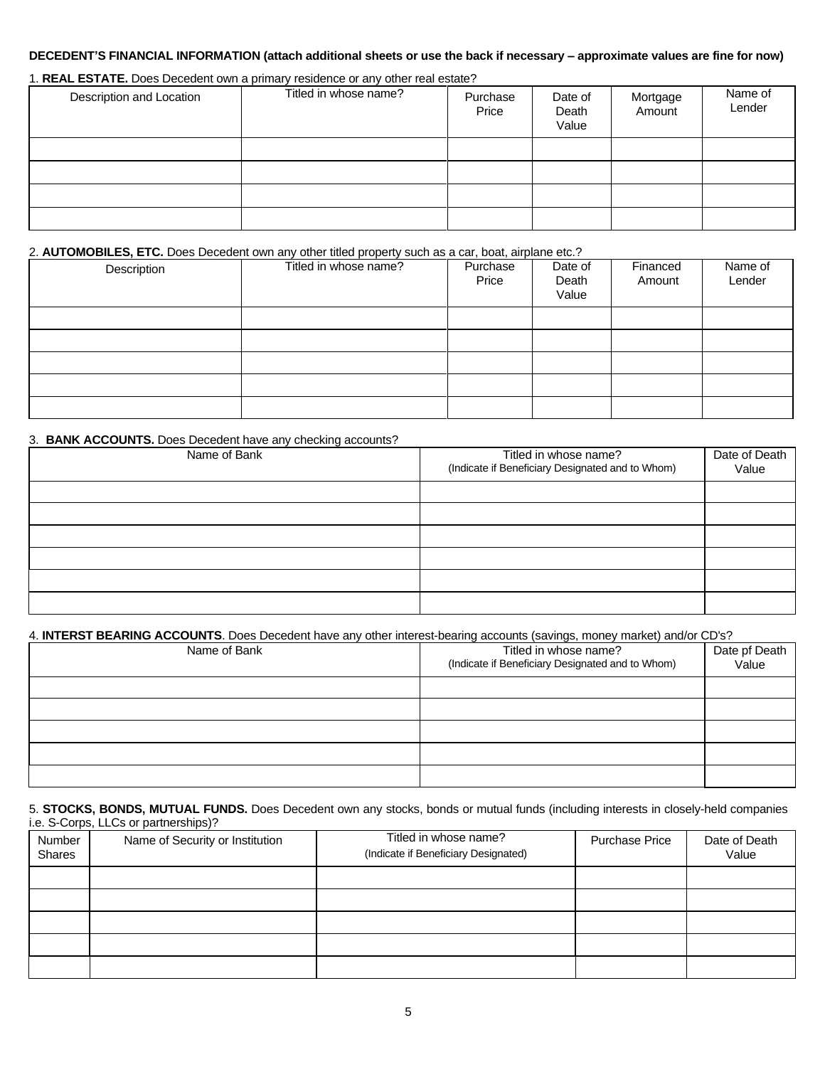**DECEDENT'S FINANCIAL INFORMATION (attach additional sheets or use the back if necessary – approximate values are fine for now)**

1. **REAL ESTATE.** Does Decedent own a primary residence or any other real estate?

| Description and Location | Titled in whose name? | Purchase Price | Date of Death Value | Mortgage Amount | Name of Lender |
|---|---|---|---|---|---|
| | | | | | |
| | | | | | |
| | | | | | |
| | | | | | |

2. **AUTOMOBILES, ETC.** Does Decedent own any other titled property such as a car, boat, airplane etc.?

| Description | Titled in whose name? | Purchase Price | Date of Death Value | Financed Amount | Name of Lender |
|---|---|---|---|---|---|
| | | | | | |
| | | | | | |
| | | | | | |
| | | | | | |
| | | | | | |

3. **BANK ACCOUNTS.** Does Decedent have any checking accounts?

| Name of Bank | Titled in whose name? (Indicate if Beneficiary Designated and to Whom) | Date of Death Value |
|---|---|---|
| | | |
| | | |
| | | |
| | | |
| | | |
| | | |

4. **INTERST BEARING ACCOUNTS**. Does Decedent have any other interest-bearing accounts (savings, money market) and/or CD's?

| Name of Bank | Titled in whose name? (Indicate if Beneficiary Designated and to Whom) | Date pf Death Value |
|---|---|---|
| | | |
| | | |
| | | |
| | | |
| | | |

5. **STOCKS, BONDS, MUTUAL FUNDS.** Does Decedent own any stocks, bonds or mutual funds (including interests in closely-held companies i.e. S-Corps, LLCs or partnerships)?

| Number Shares | Name of Security or Institution | Titled in whose name? (Indicate if Beneficiary Designated) | Purchase Price | Date of Death Value |
|---|---|---|---|---|
| | | | | |
| | | | | |
| | | | | |
| | | | | |
| | | | | |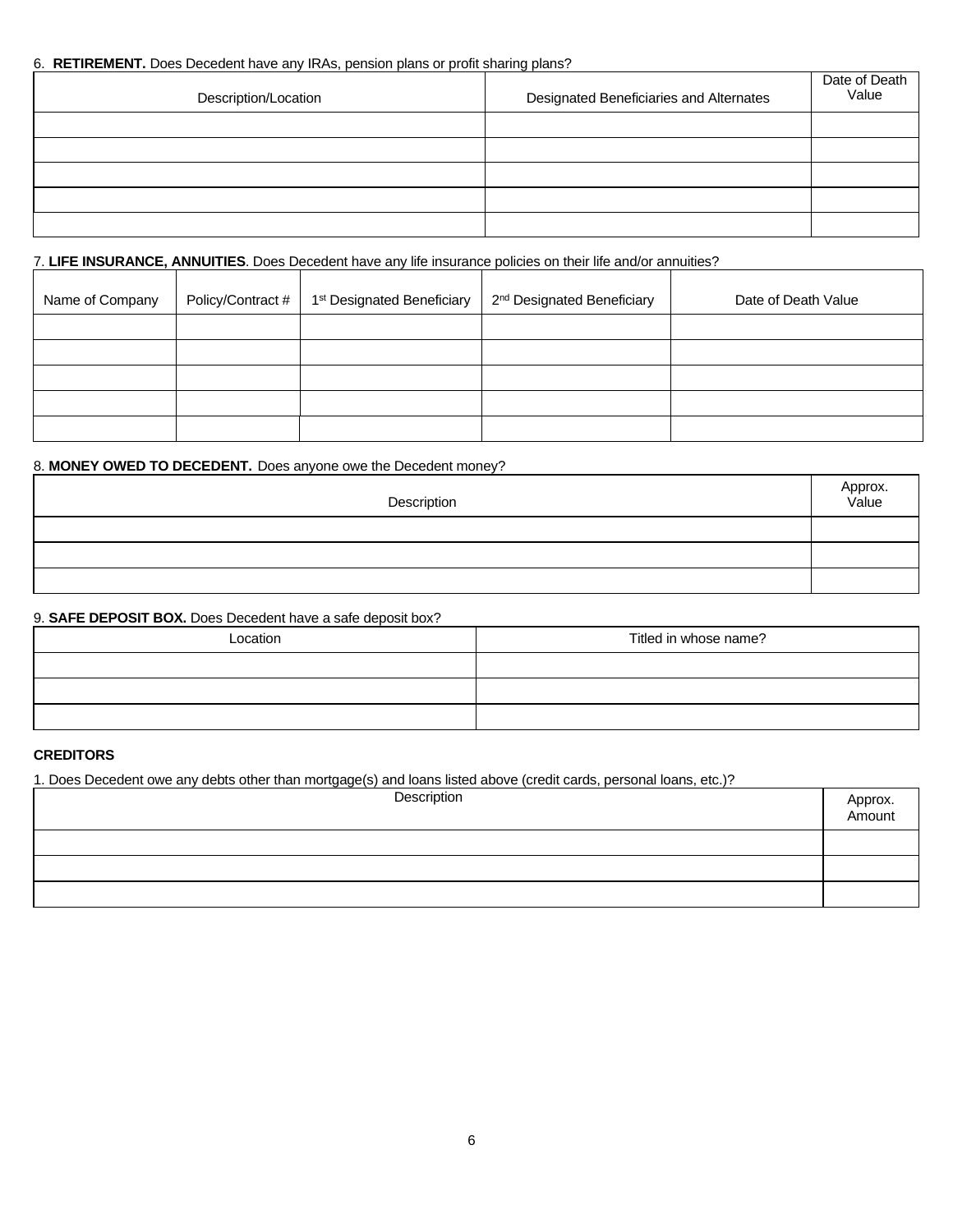6. **RETIREMENT.** Does Decedent have any IRAs, pension plans or profit sharing plans?

| Description/Location | Designated Beneficiaries and Alternates | Date of Death Value |
|---|---|---|
| | | |
| | | |
| | | |
| | | |
| | | |

7. **LIFE INSURANCE, ANNUITIES**. Does Decedent have any life insurance policies on their life and/or annuities?

| Name of Company | Policy/Contract # | 1st Designated Beneficiary | 2nd Designated Beneficiary | Date of Death Value |
|---|---|---|---|---|
| | | | | |
| | | | | |
| | | | | |
| | | | | |
| | | | | |

8. **MONEY OWED TO DECEDENT.** Does anyone owe the Decedent money?

| Description | Approx. Value |
|---|---|
| | |
| | |
| | |

9. **SAFE DEPOSIT BOX.** Does Decedent have a safe deposit box?

| Location | Titled in whose name? |
|---|---|
| | |
| | |
| | |

**CREDITORS**

1. Does Decedent owe any debts other than mortgage(s) and loans listed above (credit cards, personal loans, etc.)?

| Description | Approx. Amount |
|---|---|
| | |
| | |
| | |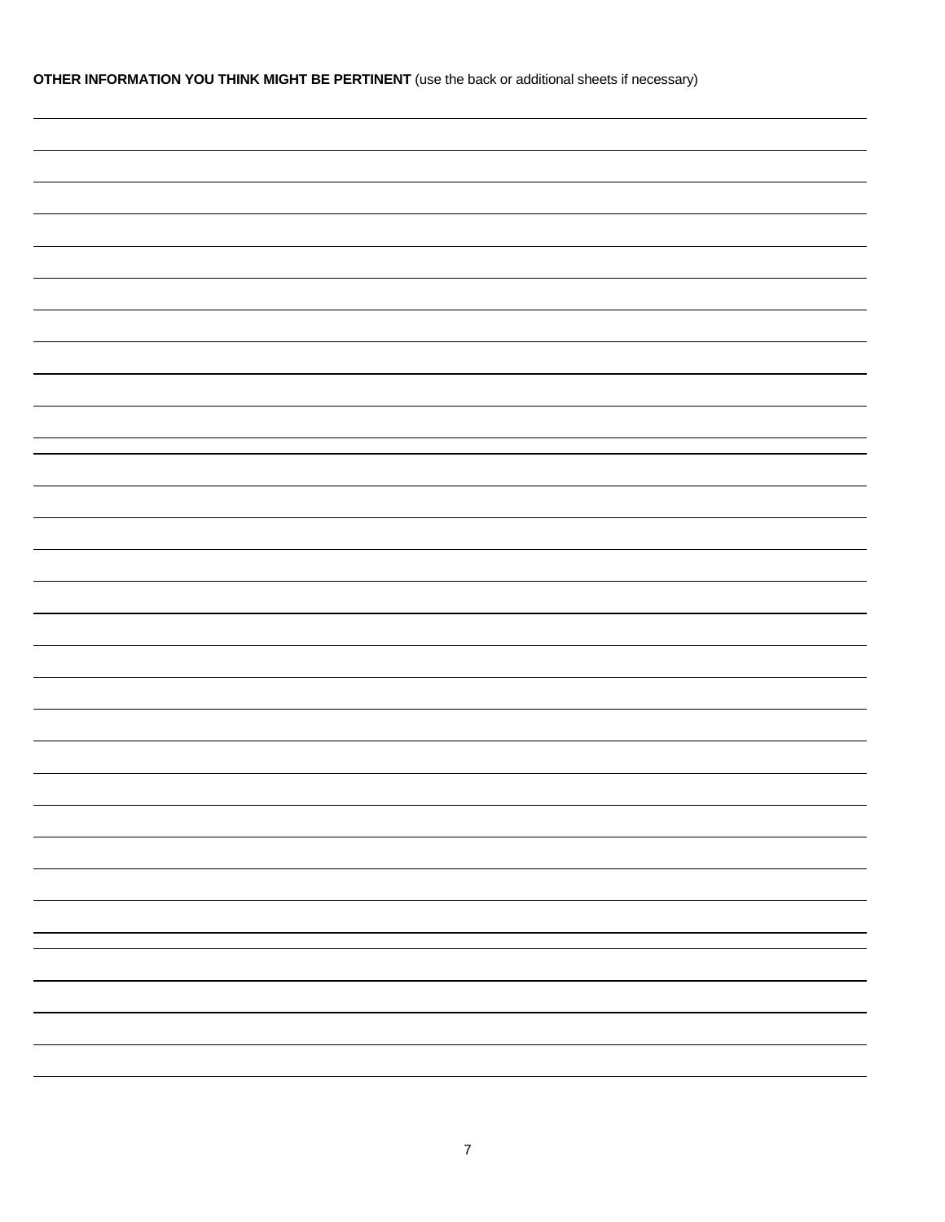**OTHER INFORMATION YOU THINK MIGHT BE PERTINENT** (use the back or additional sheets if necessary)